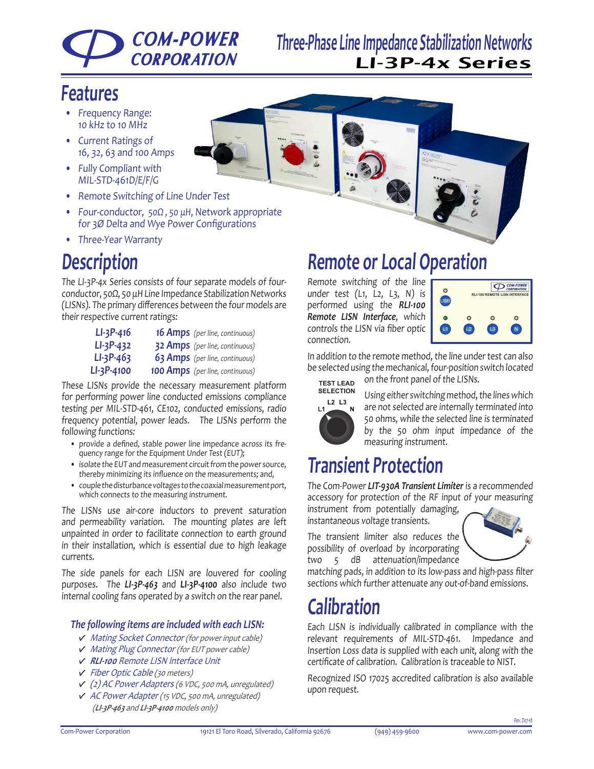# COM-POWER CORPORATION

# Three-Phase Line Impedance Stabilization Networks
## LI-3P-4x Series

## Features

- Frequency Range: 10 kHz to 10 MHz
- Current Ratings of 16, 32, 63 and 100 Amps
- Fully Compliant with MIL-STD-461D/E/F/G
- Remote Switching of Line Under Test
- Four-conductor, 50Ω, 50 µH, Network appropriate for 3Ø Delta and Wye Power Configurations
- Three-Year Warranty

## Description

*The LI-3P-4x Series consists of four separate models of four-conductor, 50Ω, 50 µH Line Impedance Stabilization Networks (LISNs). The primary differences between the four models are their respective current ratings:*

| Model | Current Rating |
|---|---|
| LI-3P-416 | **16 Amps** *(per line, continuous)* |
| LI-3P-432 | **32 Amps** *(per line, continuous)* |
| LI-3P-463 | **63 Amps** *(per line, continuous)* |
| LI-3P-4100 | **100 Amps** *(per line, continuous)* |

*These LISNs provide the necessary measurement platform for performing power line conducted emissions compliance testing per MIL-STD-461, CE102, conducted emissions, radio frequency potential, power leads. The LISNs perform the following functions:*

- provide a defined, stable power line impedance across its frequency range for the Equipment Under Test (EUT);
- isolate the EUT and measurement circuit from the power source, thereby minimizing its influence on the measurements; and,
- couple the disturbance voltages to the coaxial measurement port, which connects to the measuring instrument.

*The LISNs use air-core inductors to prevent saturation and permeability variation. The mounting plates are left unpainted in order to facilitate connection to earth ground in their installation, which is essential due to high leakage currents.*

*The side panels for each LISN are louvered for cooling purposes. The **LI-3P-463** and **LI-3P-4100** also include two internal cooling fans operated by a switch on the rear panel.*

### *The following items are included with each LISN:*

- ✓ Mating Socket Connector *(for power input cable)*
- ✓ Mating Plug Connector *(for EUT power cable)*
- ✓ ***RLI-100*** Remote LISN Interface Unit
- ✓ Fiber Optic Cable *(30 meters)*
- ✓ (2) AC Power Adapters *(6 VDC, 500 mA, unregulated)*
- ✓ AC Power Adapter *(15 VDC, 500 mA, unregulated) (**LI-3P-463** and **LI-3P-4100** models only)*

## Remote or Local Operation

*Remote switching of the line under test (L1, L2, L3, N) is performed using the **RLI-100 Remote LISN Interface**, which controls the LISN via fiber optic connection.*

RLI-100 REMOTE LISN INTERFACE — USB, L1, L2, L3, N

*In addition to the remote method, the line under test can also be selected using the mechanical, four-position switch located on the front panel of the LISNs.*

TEST LEAD SELECTION — L1, L2, L3, N

*Using either switching method, the lines which are not selected are internally terminated into 50 ohms, while the selected line is terminated by the 50 ohm input impedance of the measuring instrument.*

## Transient Protection

*The Com-Power **LIT-930A Transient Limiter** is a recommended accessory for protection of the RF input of your measuring instrument from potentially damaging, instantaneous voltage transients.*

*The transient limiter also reduces the possibility of overload by incorporating two 5 dB attenuation/impedance matching pads, in addition to its low-pass and high-pass filter sections which further attenuate any out-of-band emissions.*

## Calibration

*Each LISN is individually calibrated in compliance with the relevant requirements of MIL-STD-461. Impedance and Insertion Loss data is supplied with each unit, along with the certificate of calibration. Calibration is traceable to NIST.*

*Recognized ISO 17025 accredited calibration is also available upon request.*

Rev. D07-18

Com-Power Corporation | 19121 El Toro Road, Silverado, California 92676 | (949) 459-9600 | www.com-power.com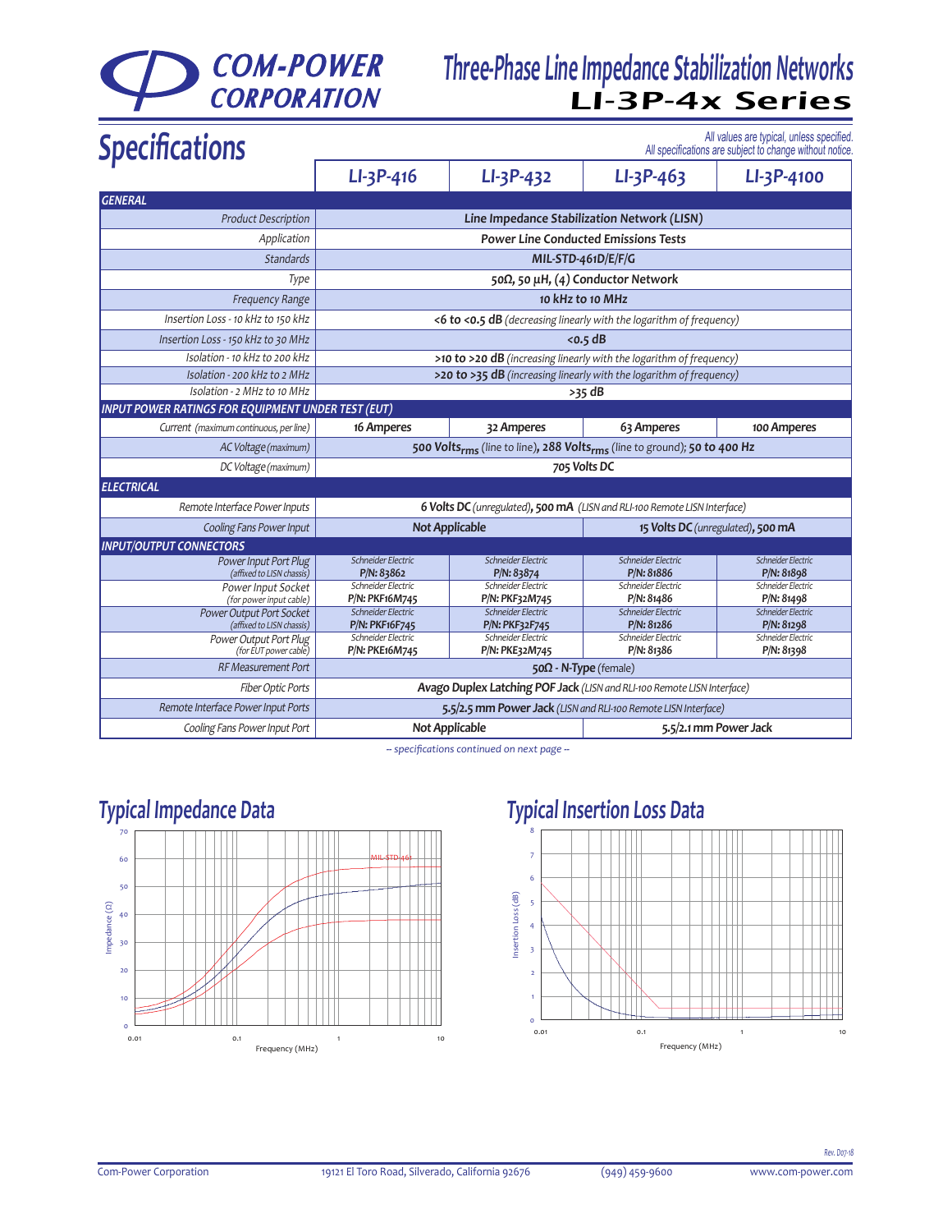# Three-Phase Line Impedance Stabilization Networks
## LI-3P-4x Series

## Specifications

*All values are typical, unless specified.*
*All specifications are subject to change without notice.*

| | LI-3P-416 | LI-3P-432 | LI-3P-463 | LI-3P-4100 |
|---|---|---|---|---|
| **GENERAL** | | | | |
| *Product Description* | **Line Impedance Stabilization Network (LISN)** | | | |
| *Application* | **Power Line Conducted Emissions Tests** | | | |
| *Standards* | **MIL-STD-461D/E/F/G** | | | |
| *Type* | **50Ω, 50 µH, (4) Conductor Network** | | | |
| *Frequency Range* | **10 kHz to 10 MHz** | | | |
| *Insertion Loss - 10 kHz to 150 kHz* | **<6 to <0.5 dB** *(decreasing linearly with the logarithm of frequency)* | | | |
| *Insertion Loss - 150 kHz to 30 MHz* | **<0.5 dB** | | | |
| *Isolation - 10 kHz to 200 kHz* | **>10 to >20 dB** *(increasing linearly with the logarithm of frequency)* | | | |
| *Isolation - 200 kHz to 2 MHz* | **>20 to >35 dB** *(increasing linearly with the logarithm of frequency)* | | | |
| *Isolation - 2 MHz to 10 MHz* | **>35 dB** | | | |
| **INPUT POWER RATINGS FOR EQUIPMENT UNDER TEST (EUT)** | | | | |
| *Current (maximum continuous, per line)* | **16 Amperes** | **32 Amperes** | **63 Amperes** | **100 Amperes** |
| *AC Voltage (maximum)* | **500 $Volts_{rms}$** (line to line), **288 $Volts_{rms}$** (line to ground); **50 to 400 Hz** | | | |
| *DC Voltage (maximum)* | **705 Volts DC** | | | |
| **ELECTRICAL** | | | | |
| *Remote Interface Power Inputs* | **6 Volts DC** *(unregulated)*, **500 mA** *(LISN and RLI-100 Remote LISN Interface)* | | | |
| *Cooling Fans Power Input* | **Not Applicable** | | **15 Volts DC** *(unregulated)*, **500 mA** | |
| **INPUT/OUTPUT CONNECTORS** | | | | |
| *Power Input Port Plug (affixed to LISN chassis)* | *Schneider Electric* **P/N: 83862** | *Schneider Electric* **P/N: 83874** | *Schneider Electric* **P/N: 81886** | *Schneider Electric* **P/N: 81898** |
| *Power Input Socket (for power input cable)* | *Schneider Electric* **P/N: PKF16M745** | *Schneider Electric* **P/N: PKF32M745** | *Schneider Electric* **P/N: 81486** | *Schneider Electric* **P/N: 81498** |
| *Power Output Port Socket (affixed to LISN chassis)* | *Schneider Electric* **P/N: PKF16F745** | *Schneider Electric* **P/N: PKF32F745** | *Schneider Electric* **P/N: 81286** | *Schneider Electric* **P/N: 81298** |
| *Power Output Port Plug (for EUT power cable)* | *Schneider Electric* **P/N: PKE16M745** | *Schneider Electric* **P/N: PKE32M745** | *Schneider Electric* **P/N: 81386** | *Schneider Electric* **P/N: 81398** |
| *RF Measurement Port* | **50Ω - N-Type** (female) | | | |
| *Fiber Optic Ports* | **Avago Duplex Latching POF Jack** *(LISN and RLI-100 Remote LISN Interface)* | | | |
| *Remote Interface Power Input Ports* | **5.5/2.5 mm Power Jack** *(LISN and RLI-100 Remote LISN Interface)* | | | |
| *Cooling Fans Power Input Port* | **Not Applicable** | | **5.5/2.1 mm Power Jack** | |

*-- specifications continued on next page --*

## Typical Impedance Data

## Typical Insertion Loss Data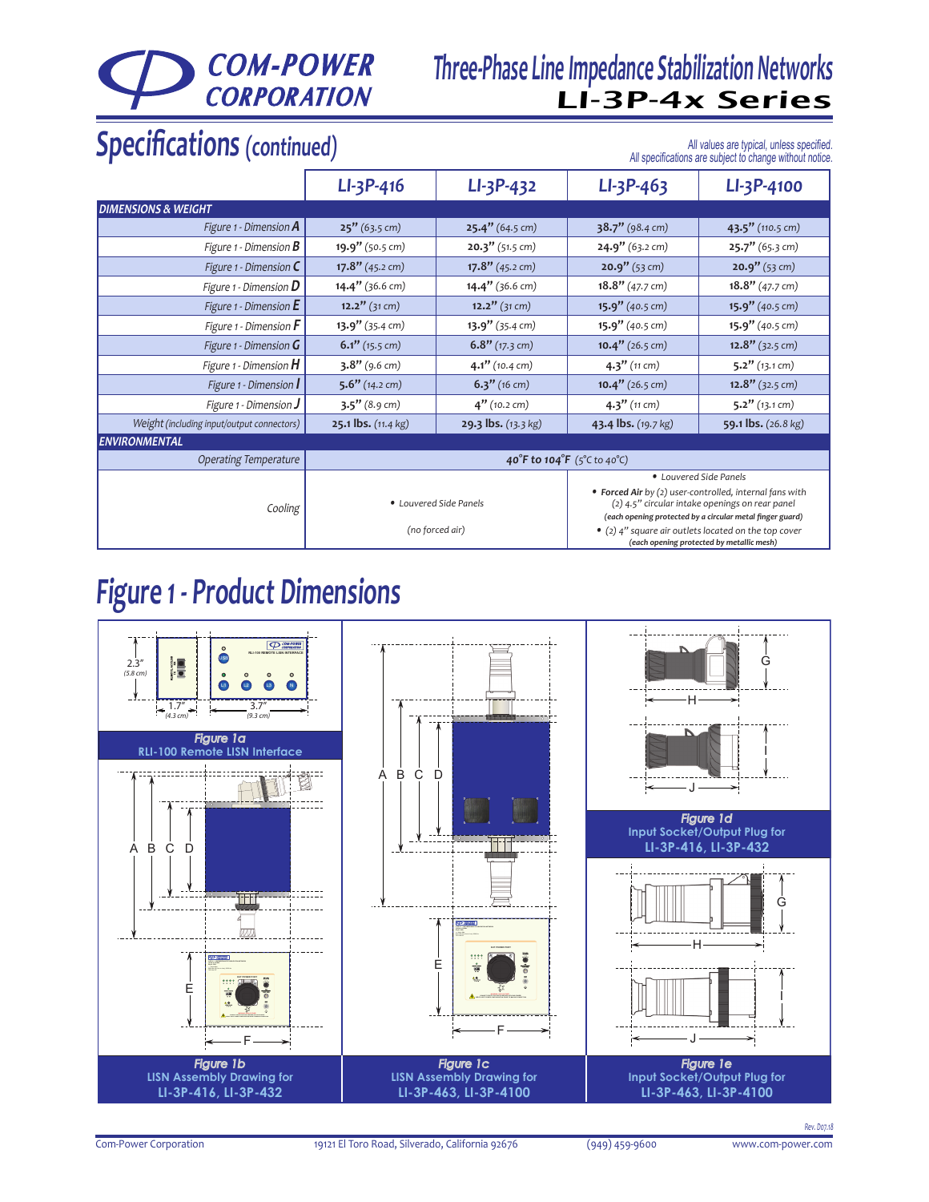# Three-Phase Line Impedance Stabilization Networks
## LI-3P-4x Series

## Specifications *(continued)*

*All values are typical, unless specified.*
*All specifications are subject to change without notice.*

| | LI-3P-416 | LI-3P-432 | LI-3P-463 | LI-3P-4100 |
|---|---|---|---|---|
| ***DIMENSIONS & WEIGHT*** | | | | |
| *Figure 1 - Dimension* **A** | **25"** (63.5 cm) | **25.4"** (64.5 cm) | **38.7"** (98.4 cm) | **43.5"** (110.5 cm) |
| *Figure 1 - Dimension* **B** | **19.9"** (50.5 cm) | **20.3"** (51.5 cm) | **24.9"** (63.2 cm) | **25.7"** (65.3 cm) |
| *Figure 1 - Dimension* **C** | **17.8"** (45.2 cm) | **17.8"** (45.2 cm) | **20.9"** (53 cm) | **20.9"** (53 cm) |
| *Figure 1 - Dimension* **D** | **14.4"** (36.6 cm) | **14.4"** (36.6 cm) | **18.8"** (47.7 cm) | **18.8"** (47.7 cm) |
| *Figure 1 - Dimension* **E** | **12.2"** (31 cm) | **12.2"** (31 cm) | **15.9"** (40.5 cm) | **15.9"** (40.5 cm) |
| *Figure 1 - Dimension* **F** | **13.9"** (35.4 cm) | **13.9"** (35.4 cm) | **15.9"** (40.5 cm) | **15.9"** (40.5 cm) |
| *Figure 1 - Dimension* **G** | **6.1"** (15.5 cm) | **6.8"** (17.3 cm) | **10.4"** (26.5 cm) | **12.8"** (32.5 cm) |
| *Figure 1 - Dimension* **H** | **3.8"** (9.6 cm) | **4.1"** (10.4 cm) | **4.3"** (11 cm) | **5.2"** (13.1 cm) |
| *Figure 1 - Dimension* **I** | **5.6"** (14.2 cm) | **6.3"** (16 cm) | **10.4"** (26.5 cm) | **12.8"** (32.5 cm) |
| *Figure 1 - Dimension* **J** | **3.5"** (8.9 cm) | **4"** (10.2 cm) | **4.3"** (11 cm) | **5.2"** (13.1 cm) |
| *Weight (including input/output connectors)* | **25.1 lbs.** (11.4 kg) | **29.3 lbs.** (13.3 kg) | **43.4 lbs.** (19.7 kg) | **59.1 lbs.** (26.8 kg) |
| ***ENVIRONMENTAL*** | | | | |
| *Operating Temperature* | **40°F to 104°F** (5°C to 40°C) | | | |
| *Cooling* | • *Louvered Side Panels* (*no forced air*) | | • *Louvered Side Panels* • ***Forced Air*** *by (2) user-controlled, internal fans with (2) 4.5" circular intake openings on rear panel* (***each opening protected by a circular metal finger guard***) • *(2) 4" square air outlets located on the top cover* (***each opening protected by metallic mesh***) | |

# Figure 1 - Product Dimensions

2.3" (5.8 cm)
1.7" (4.3 cm)
3.7" (9.3 cm)

**Figure 1a**
**RLI-100 Remote LISN Interface**

A B C D
E
F

**Figure 1b**
**LISN Assembly Drawing for LI-3P-416, LI-3P-432**

A B C D
E
F

**Figure 1c**
**LISN Assembly Drawing for LI-3P-463, LI-3P-4100**

G
H
I
J

**Figure 1d**
**Input Socket/Output Plug for LI-3P-416, LI-3P-432**

G
H
I
J

**Figure 1e**
**Input Socket/Output Plug for LI-3P-463, LI-3P-4100**

*Rev. D07.18*

Com-Power Corporation 19121 El Toro Road, Silverado, California 92676 (949) 459-9600 www.com-power.com